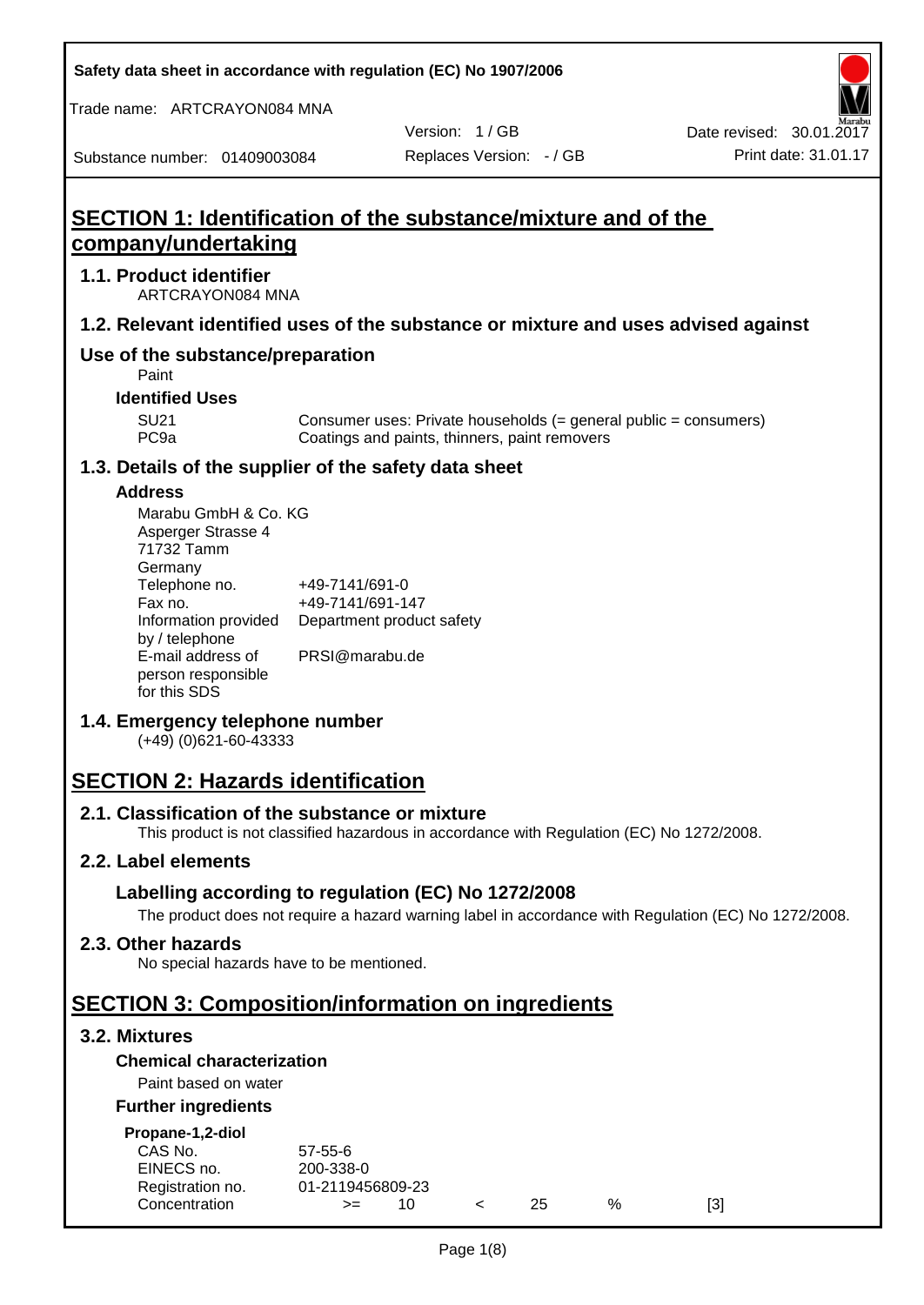Safety data sheet in accordance with regulation (EC) No 1907/2006

Trade name: ARTCRAYON084 MNA

Version: 1 / GB

Date revised: 30.01.2017

Substance number: 01409003084

Replaces Version: - / GB

Print date: 31.01.17

# SECTION 1: Identification of the substance/mixture and of the company/undertaking

## 1.1. Product identifier

ARTCRAYON084 MNA

## 1.2. Relevant identified uses of the substance or mixture and uses advised against

## Use of the substance/preparation

Paint

### Identified Uses

| | |
|---|---|
| SU21 | Consumer uses: Private households (= general public = consumers) |
| PC9a | Coatings and paints, thinners, paint removers |

## 1.3. Details of the supplier of the safety data sheet

### Address

Marabu GmbH & Co. KG
Asperger Strasse 4
71732 Tamm
Germany

| | |
|---|---|
| Telephone no. | +49-7141/691-0 |
| Fax no. | +49-7141/691-147 |
| Information provided by / telephone | Department product safety |
| E-mail address of person responsible for this SDS | PRSI@marabu.de |

## 1.4. Emergency telephone number

(+49) (0)621-60-43333

# SECTION 2: Hazards identification

## 2.1. Classification of the substance or mixture

This product is not classified hazardous in accordance with Regulation (EC) No 1272/2008.

## 2.2. Label elements

### Labelling according to regulation (EC) No 1272/2008

The product does not require a hazard warning label in accordance with Regulation (EC) No 1272/2008.

## 2.3. Other hazards

No special hazards have to be mentioned.

# SECTION 3: Composition/information on ingredients

## 3.2. Mixtures

### Chemical characterization

Paint based on water

### Further ingredients

**Propane-1,2-diol**

| | |
|---|---|
| CAS No. | 57-55-6 |
| EINECS no. | 200-338-0 |
| Registration no. | 01-2119456809-23 |
| Concentration | >= 10 < 25 % [3] |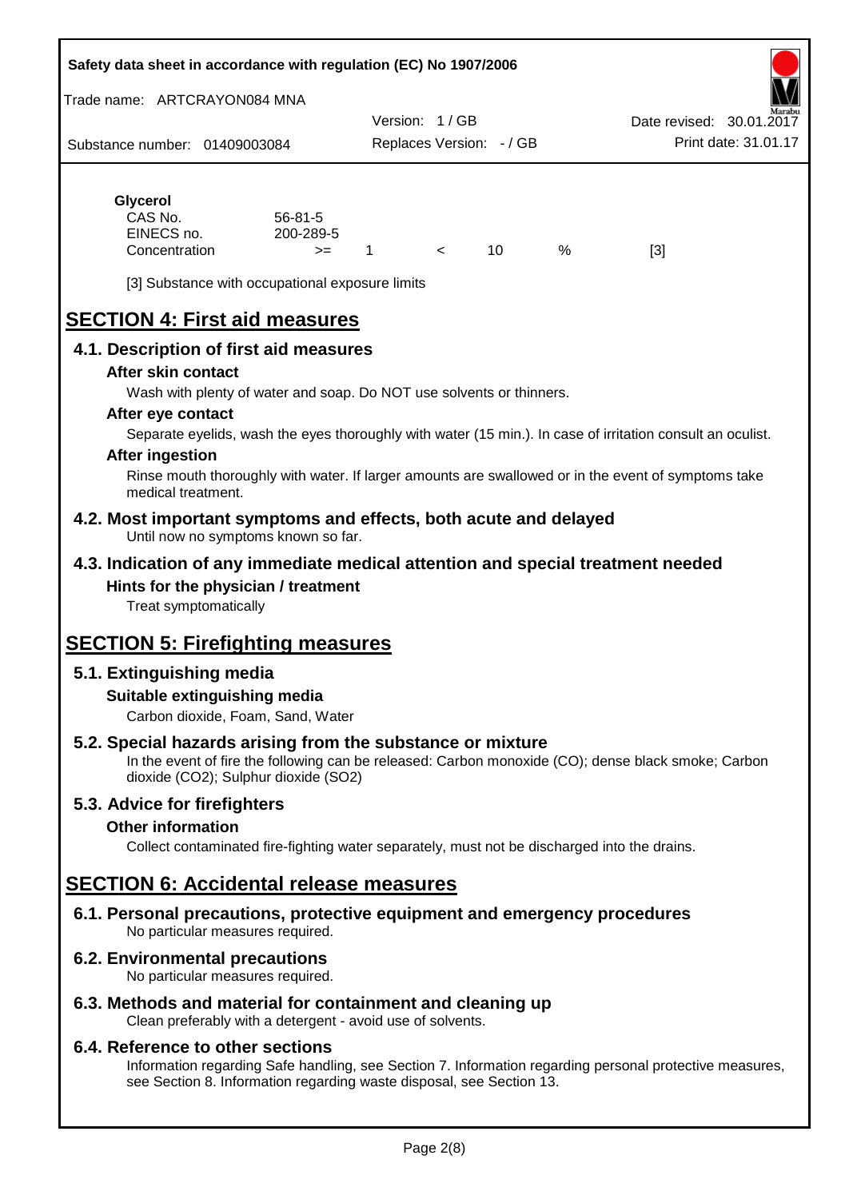**Glycerol**

| | | | | | | |
|---|---|---|---|---|---|---|
| CAS No. | 56-81-5 | | | | | |
| EINECS no. | 200-289-5 | | | | | |
| Concentration | >= | 1 | < | 10 | % | [3] |

[3] Substance with occupational exposure limits

# SECTION 4: First aid measures

## 4.1. Description of first aid measures

### After skin contact

Wash with plenty of water and soap. Do NOT use solvents or thinners.

### After eye contact

Separate eyelids, wash the eyes thoroughly with water (15 min.). In case of irritation consult an oculist.

### After ingestion

Rinse mouth thoroughly with water. If larger amounts are swallowed or in the event of symptoms take medical treatment.

## 4.2. Most important symptoms and effects, both acute and delayed

Until now no symptoms known so far.

## 4.3. Indication of any immediate medical attention and special treatment needed

### Hints for the physician / treatment

Treat symptomatically

# SECTION 5: Firefighting measures

## 5.1. Extinguishing media

### Suitable extinguishing media

Carbon dioxide, Foam, Sand, Water

## 5.2. Special hazards arising from the substance or mixture

In the event of fire the following can be released: Carbon monoxide (CO); dense black smoke; Carbon dioxide ($CO_2$); Sulphur dioxide ($SO_2$)

## 5.3. Advice for firefighters

### Other information

Collect contaminated fire-fighting water separately, must not be discharged into the drains.

# SECTION 6: Accidental release measures

## 6.1. Personal precautions, protective equipment and emergency procedures

No particular measures required.

## 6.2. Environmental precautions

No particular measures required.

## 6.3. Methods and material for containment and cleaning up

Clean preferably with a detergent - avoid use of solvents.

## 6.4. Reference to other sections

Information regarding Safe handling, see Section 7. Information regarding personal protective measures, see Section 8. Information regarding waste disposal, see Section 13.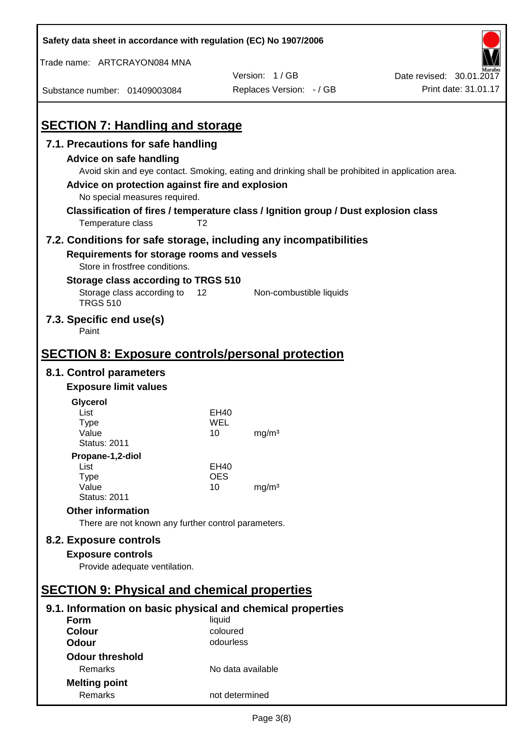## SECTION 7: Handling and storage

### 7.1. Precautions for safe handling

**Advice on safe handling**

Avoid skin and eye contact. Smoking, eating and drinking shall be prohibited in application area.

**Advice on protection against fire and explosion**

No special measures required.

**Classification of fires / temperature class / Ignition group / Dust explosion class**

| | |
|---|---|
| Temperature class | T2 |

### 7.2. Conditions for safe storage, including any incompatibilities

**Requirements for storage rooms and vessels**

Store in frostfree conditions.

**Storage class according to TRGS 510**

| | | |
|---|---|---|
| Storage class according to TRGS 510 | 12 | Non-combustible liquids |

### 7.3. Specific end use(s)

Paint

## SECTION 8: Exposure controls/personal protection

### 8.1. Control parameters

**Exposure limit values**

**Glycerol**

| | | |
|---|---|---|
| List | EH40 | |
| Type | WEL | |
| Value | 10 | mg/m³ |
| Status: 2011 | | |

**Propane-1,2-diol**

| | | |
|---|---|---|
| List | EH40 | |
| Type | OES | |
| Value | 10 | mg/m³ |
| Status: 2011 | | |

**Other information**

There are not known any further control parameters.

### 8.2. Exposure controls

**Exposure controls**

Provide adequate ventilation.

## SECTION 9: Physical and chemical properties

### 9.1. Information on basic physical and chemical properties

| | |
|---|---|
| **Form** | liquid |
| **Colour** | coloured |
| **Odour** | odourless |

**Odour threshold**

| | |
|---|---|
| Remarks | No data available |

**Melting point**

| | |
|---|---|
| Remarks | not determined |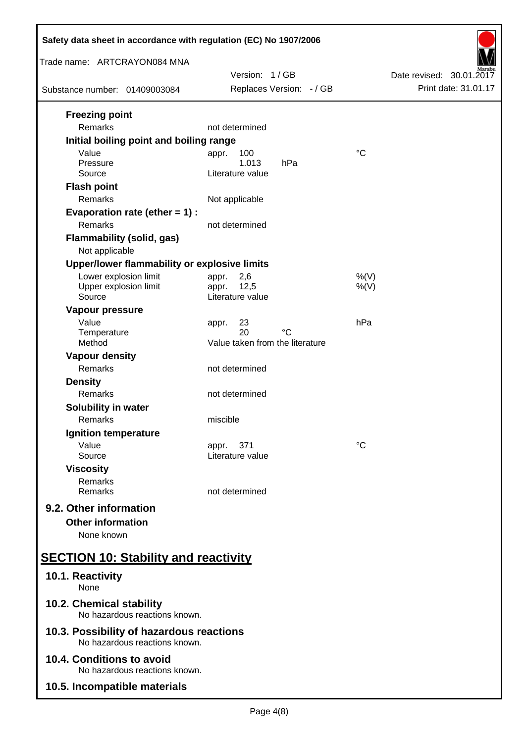### Freezing point

| | | |
|---|---|---|
| Remarks | not determined | |

### Initial boiling point and boiling range

| | | |
|---|---|---|
| Value | appr. 100 | °C |
| Pressure | 1.013 hPa | |
| Source | Literature value | |

### Flash point

| | | |
|---|---|---|
| Remarks | Not applicable | |

### Evaporation rate (ether = 1) :

| | | |
|---|---|---|
| Remarks | not determined | |

### Flammability (solid, gas)

Not applicable

### Upper/lower flammability or explosive limits

| | | |
|---|---|---|
| Lower explosion limit | appr. 2,6 | %(V) |
| Upper explosion limit | appr. 12,5 | %(V) |
| Source | Literature value | |

### Vapour pressure

| | | |
|---|---|---|
| Value | appr. 23 | hPa |
| Temperature | 20 °C | |
| Method | Value taken from the literature | |

### Vapour density

| | | |
|---|---|---|
| Remarks | not determined | |

### Density

| | | |
|---|---|---|
| Remarks | not determined | |

### Solubility in water

| | | |
|---|---|---|
| Remarks | miscible | |

### Ignition temperature

| | | |
|---|---|---|
| Value | appr. 371 | °C |
| Source | Literature value | |

### Viscosity

| | | |
|---|---|---|
| Remarks | | |
| Remarks | not determined | |

## 9.2. Other information

### Other information

None known

# SECTION 10: Stability and reactivity

## 10.1. Reactivity

None

## 10.2. Chemical stability

No hazardous reactions known.

## 10.3. Possibility of hazardous reactions

No hazardous reactions known.

## 10.4. Conditions to avoid

No hazardous reactions known.

## 10.5. Incompatible materials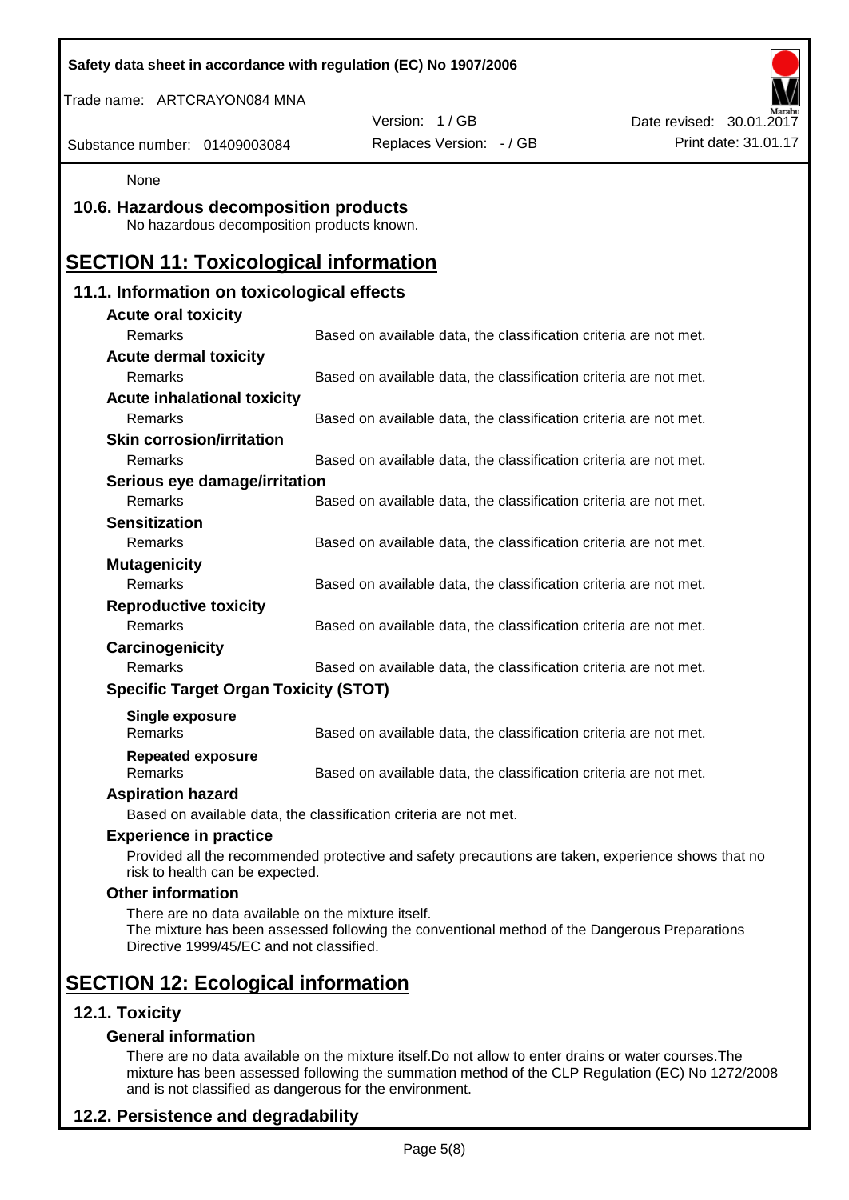None

### 10.6. Hazardous decomposition products

No hazardous decomposition products known.

## SECTION 11: Toxicological information

### 11.1. Information on toxicological effects

**Acute oral toxicity**

| | |
|---|---|
| Remarks | Based on available data, the classification criteria are not met. |

**Acute dermal toxicity**

| | |
|---|---|
| Remarks | Based on available data, the classification criteria are not met. |

**Acute inhalational toxicity**

| | |
|---|---|
| Remarks | Based on available data, the classification criteria are not met. |

**Skin corrosion/irritation**

| | |
|---|---|
| Remarks | Based on available data, the classification criteria are not met. |

**Serious eye damage/irritation**

| | |
|---|---|
| Remarks | Based on available data, the classification criteria are not met. |

**Sensitization**

| | |
|---|---|
| Remarks | Based on available data, the classification criteria are not met. |

**Mutagenicity**

| | |
|---|---|
| Remarks | Based on available data, the classification criteria are not met. |

**Reproductive toxicity**

| | |
|---|---|
| Remarks | Based on available data, the classification criteria are not met. |

**Carcinogenicity**

| | |
|---|---|
| Remarks | Based on available data, the classification criteria are not met. |

**Specific Target Organ Toxicity (STOT)**

**Single exposure**

| | |
|---|---|
| Remarks | Based on available data, the classification criteria are not met. |

**Repeated exposure**

| | |
|---|---|
| Remarks | Based on available data, the classification criteria are not met. |

**Aspiration hazard**

Based on available data, the classification criteria are not met.

**Experience in practice**

Provided all the recommended protective and safety precautions are taken, experience shows that no risk to health can be expected.

**Other information**

There are no data available on the mixture itself.
The mixture has been assessed following the conventional method of the Dangerous Preparations Directive 1999/45/EC and not classified.

## SECTION 12: Ecological information

### 12.1. Toxicity

**General information**

There are no data available on the mixture itself.Do not allow to enter drains or water courses.The mixture has been assessed following the summation method of the CLP Regulation (EC) No 1272/2008 and is not classified as dangerous for the environment.

### 12.2. Persistence and degradability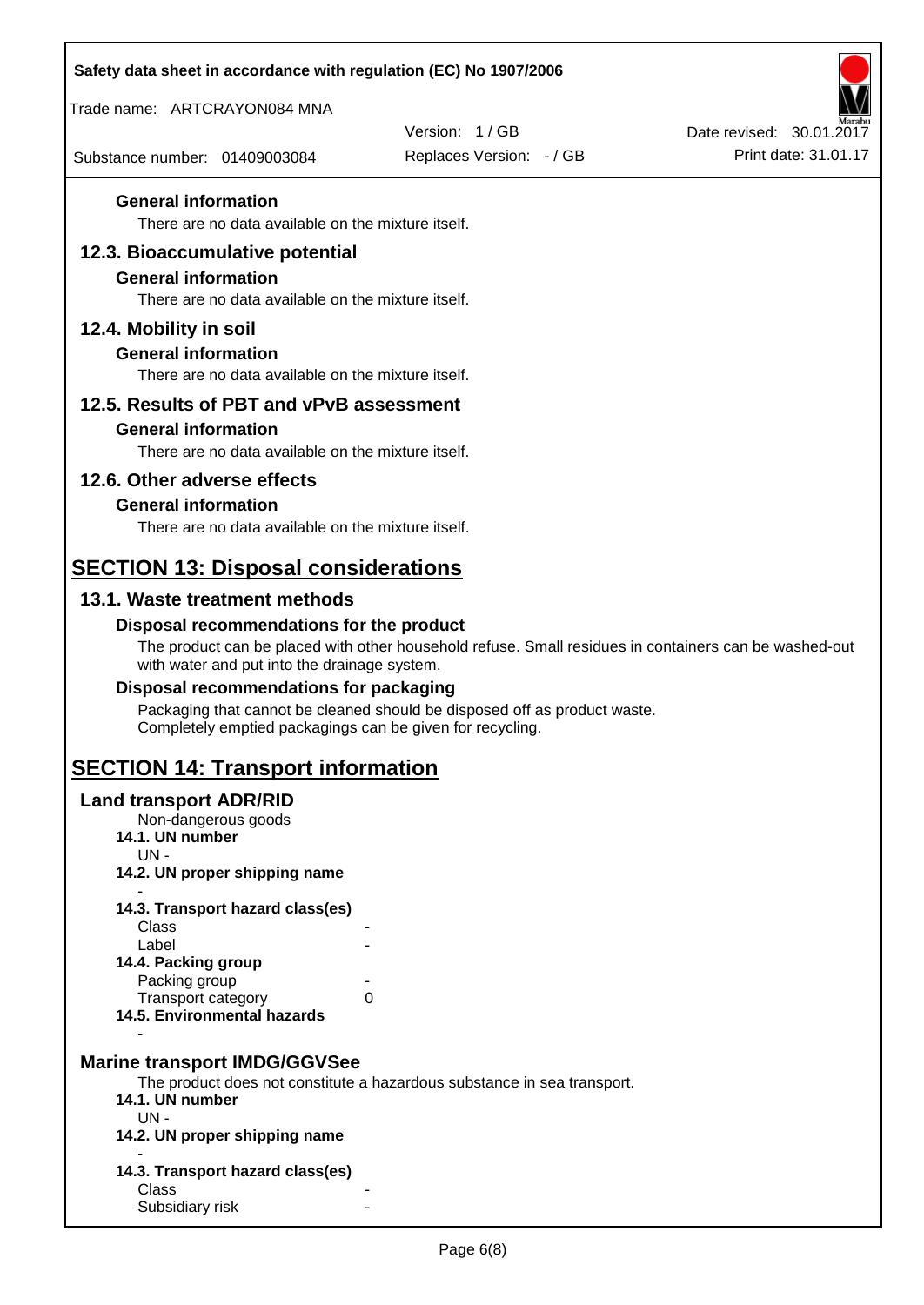#### General information

There are no data available on the mixture itself.

### 12.3. Bioaccumulative potential

#### General information

There are no data available on the mixture itself.

### 12.4. Mobility in soil

#### General information

There are no data available on the mixture itself.

### 12.5. Results of PBT and vPvB assessment

#### General information

There are no data available on the mixture itself.

### 12.6. Other adverse effects

#### General information

There are no data available on the mixture itself.

## SECTION 13: Disposal considerations

### 13.1. Waste treatment methods

#### Disposal recommendations for the product

The product can be placed with other household refuse. Small residues in containers can be washed-out with water and put into the drainage system.

#### Disposal recommendations for packaging

Packaging that cannot be cleaned should be disposed off as product waste.
Completely emptied packagings can be given for recycling.

## SECTION 14: Transport information

### Land transport ADR/RID

Non-dangerous goods

**14.1. UN number**

UN -

**14.2. UN proper shipping name**

-

**14.3. Transport hazard class(es)**

| | |
|---|---|
| Class | - |
| Label | - |

**14.4. Packing group**

| | |
|---|---|
| Packing group | - |
| Transport category | 0 |

**14.5. Environmental hazards**

-

### Marine transport IMDG/GGVSee

The product does not constitute a hazardous substance in sea transport.

**14.1. UN number**

UN -

**14.2. UN proper shipping name**

-

**14.3. Transport hazard class(es)**

| | |
|---|---|
| Class | - |
| Subsidiary risk | - |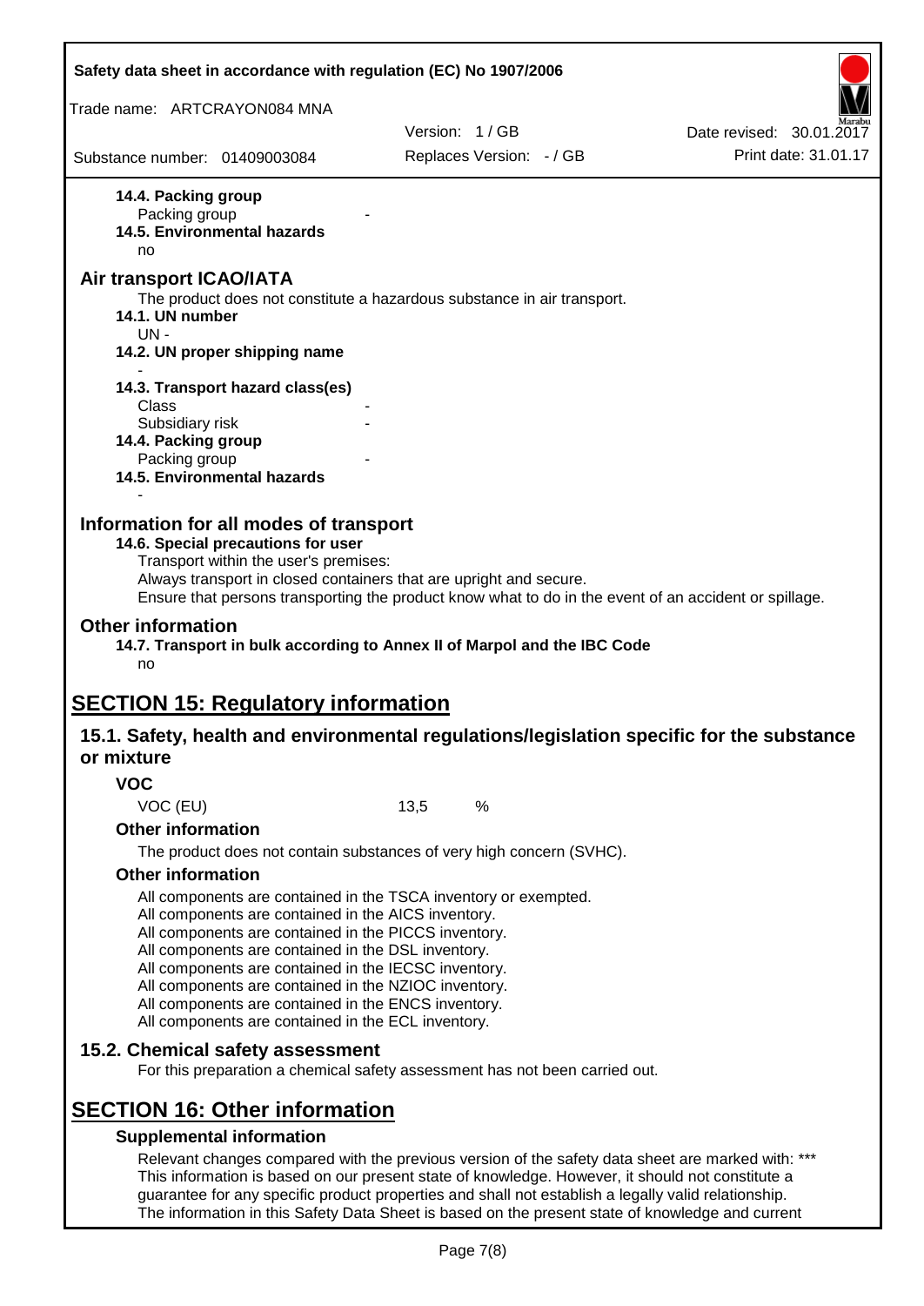**14.4. Packing group**

Packing group -

**14.5. Environmental hazards**

no

## Air transport ICAO/IATA

The product does not constitute a hazardous substance in air transport.

**14.1. UN number**

UN -

**14.2. UN proper shipping name**

-

**14.3. Transport hazard class(es)**

Class -

Subsidiary risk -

**14.4. Packing group**

Packing group -

**14.5. Environmental hazards**

-

## Information for all modes of transport

**14.6. Special precautions for user**

Transport within the user's premises:
Always transport in closed containers that are upright and secure.
Ensure that persons transporting the product know what to do in the event of an accident or spillage.

## Other information

**14.7. Transport in bulk according to Annex II of Marpol and the IBC Code**

no

# SECTION 15: Regulatory information

## 15.1. Safety, health and environmental regulations/legislation specific for the substance or mixture

### VOC

VOC (EU) 13,5 %

### Other information

The product does not contain substances of very high concern (SVHC).

### Other information

All components are contained in the TSCA inventory or exempted.
All components are contained in the AICS inventory.
All components are contained in the PICCS inventory.
All components are contained in the DSL inventory.
All components are contained in the IECSC inventory.
All components are contained in the NZIOC inventory.
All components are contained in the ENCS inventory.
All components are contained in the ECL inventory.

## 15.2. Chemical safety assessment

For this preparation a chemical safety assessment has not been carried out.

# SECTION 16: Other information

### Supplemental information

Relevant changes compared with the previous version of the safety data sheet are marked with: ***
This information is based on our present state of knowledge. However, it should not constitute a guarantee for any specific product properties and shall not establish a legally valid relationship.
The information in this Safety Data Sheet is based on the present state of knowledge and current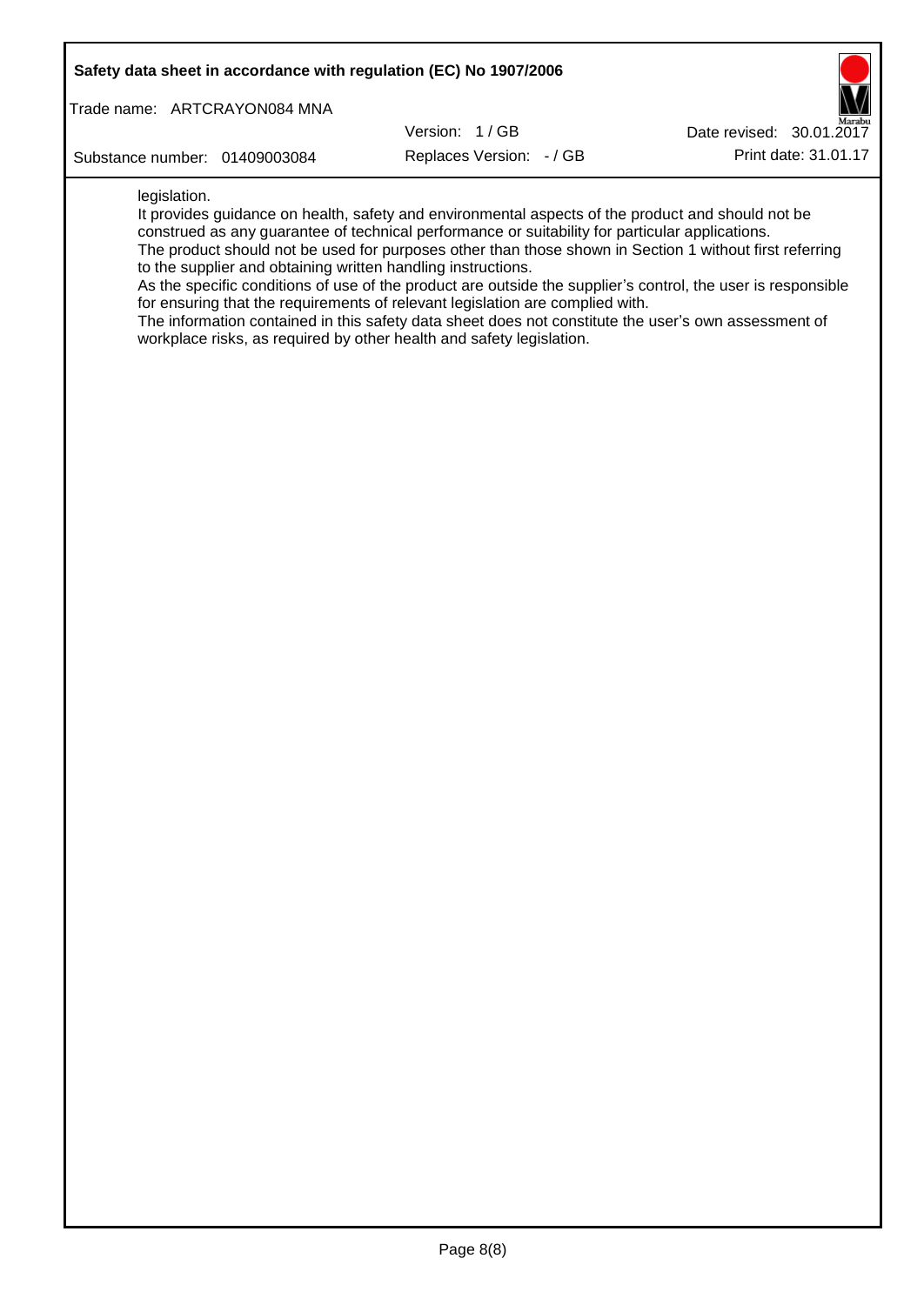legislation.
It provides guidance on health, safety and environmental aspects of the product and should not be construed as any guarantee of technical performance or suitability for particular applications.
The product should not be used for purposes other than those shown in Section 1 without first referring to the supplier and obtaining written handling instructions.
As the specific conditions of use of the product are outside the supplier's control, the user is responsible for ensuring that the requirements of relevant legislation are complied with.
The information contained in this safety data sheet does not constitute the user's own assessment of workplace risks, as required by other health and safety legislation.